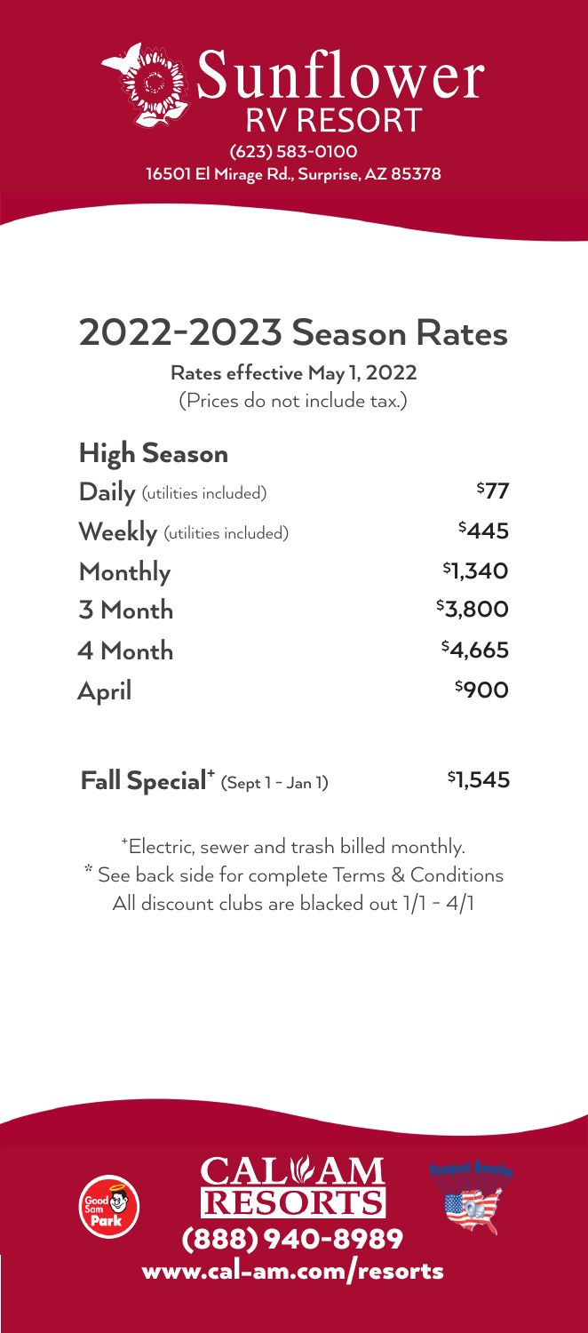# Sunflower RV RESORT

**(623) 583-0100**
**16501 El Mirage Rd., Surprise, AZ 85378**

# 2022-2023 Season Rates

**Rates effective May 1, 2022**
(Prices do not include tax.)

## High Season

| | |
|---|---|
| **Daily** (utilities included) | $77 |
| **Weekly** (utilities included) | $445 |
| **Monthly** | $1,340 |
| **3 Month** | $3,800 |
| **4 Month** | $4,665 |
| **April** | $900 |

| | |
|---|---|
| **Fall Special**+ (Sept 1 - Jan 1) | $1,545 |

+Electric, sewer and trash billed monthly.
* See back side for complete Terms & Conditions
All discount clubs are blacked out 1/1 - 4/1

Good Sam Park

**CAL AM RESORTS**
**(888) 940-8989**
**www.cal-am.com/resorts**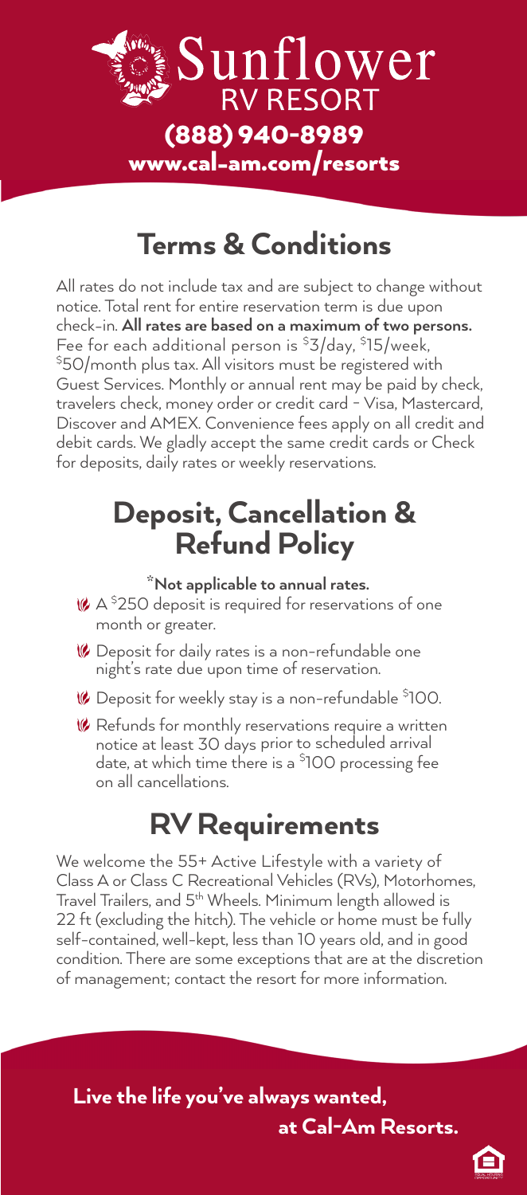# Sunflower RV RESORT

**(888) 940-8989**

**www.cal-am.com/resorts**

## Terms & Conditions

All rates do not include tax and are subject to change without notice. Total rent for entire reservation term is due upon check-in. **All rates are based on a maximum of two persons.** Fee for each additional person is $3/day, $15/week, $50/month plus tax. All visitors must be registered with Guest Services. Monthly or annual rent may be paid by check, travelers check, money order or credit card - Visa, Mastercard, Discover and AMEX. Convenience fees apply on all credit and debit cards. We gladly accept the same credit cards or Check for deposits, daily rates or weekly reservations.

## Deposit, Cancellation & Refund Policy

***Not applicable to annual rates.**

- A $250 deposit is required for reservations of one month or greater.
- Deposit for daily rates is a non-refundable one night's rate due upon time of reservation.
- Deposit for weekly stay is a non-refundable $100.
- Refunds for monthly reservations require a written notice at least 30 days prior to scheduled arrival date, at which time there is a $100 processing fee on all cancellations.

## RV Requirements

We welcome the 55+ Active Lifestyle with a variety of Class A or Class C Recreational Vehicles (RVs), Motorhomes, Travel Trailers, and 5th Wheels. Minimum length allowed is 22 ft (excluding the hitch). The vehicle or home must be fully self-contained, well-kept, less than 10 years old, and in good condition. There are some exceptions that are at the discretion of management; contact the resort for more information.

**Live the life you've always wanted, at Cal-Am Resorts.**